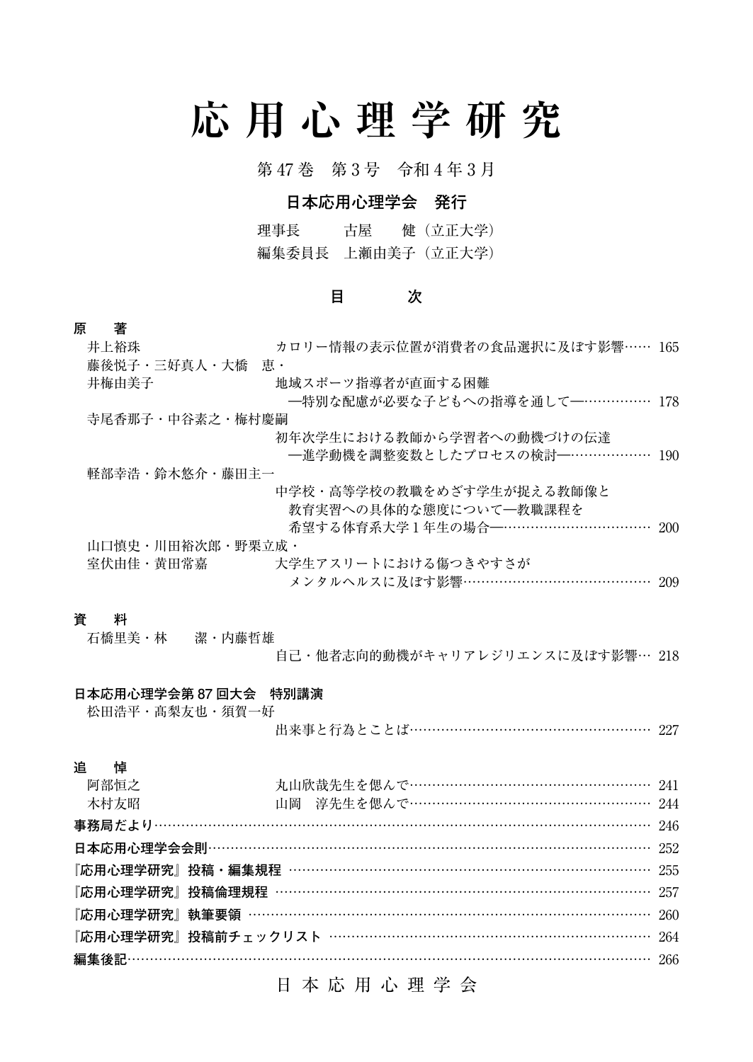# 応用心理学研究

第47巻　第3号　令和4年3月

**日本応用心理学会　発行**

理事長　　　古屋　　健（立正大学）
編集委員長　上瀬由美子（立正大学）

## 目　　次

**原　　著**

井上裕珠　カロリー情報の表示位置が消費者の食品選択に及ぼす影響…… 165

藤後悦子・三好真人・大橋　恵・井梅由美子　地域スポーツ指導者が直面する困難 ―特別な配慮が必要な子どもへの指導を通して―…………… 178

寺尾香那子・中谷素之・梅村慶嗣　初年次学生における教師から学習者への動機づけの伝達 ―進学動機を調整変数としたプロセスの検討―……………… 190

軽部幸浩・鈴木悠介・藤田主一　中学校・高等学校の教職をめざす学生が捉える教師像と教育実習への具体的な態度について―教職課程を希望する体育系大学1年生の場合―…………………………… 200

山口慎史・川田裕次郎・野栗立成・室伏由佳・黄田常嘉　大学生アスリートにおける傷つきやすさがメンタルヘルスに及ぼす影響…………………………………… 209

**資　　料**

石橋里美・林　　潔・内藤哲雄　自己・他者志向的動機がキャリアレジリエンスに及ぼす影響… 218

**日本応用心理学会第87回大会　特別講演**

松田浩平・髙梨友也・須賀一好　出来事と行為とことば……………………………………………… 227

**追　　悼**

阿部恒之　丸山欣哉先生を偲んで……………………………………………… 241

木村友昭　山岡　淳先生を偲んで……………………………………………… 244

**事務局だより**…………………………………………………………………………………………… 246

**日本応用心理学会会則**………………………………………………………………………………… 252

**『応用心理学研究』投稿・編集規程** ……………………………………………………………… 255

**『応用心理学研究』投稿倫理規程** ………………………………………………………………… 257

**『応用心理学研究』執筆要領** ……………………………………………………………………… 260

**『応用心理学研究』投稿前チェックリスト** ……………………………………………………… 264

**編集後記**……………………………………………………………………………………………… 266

日 本 応 用 心 理 学 会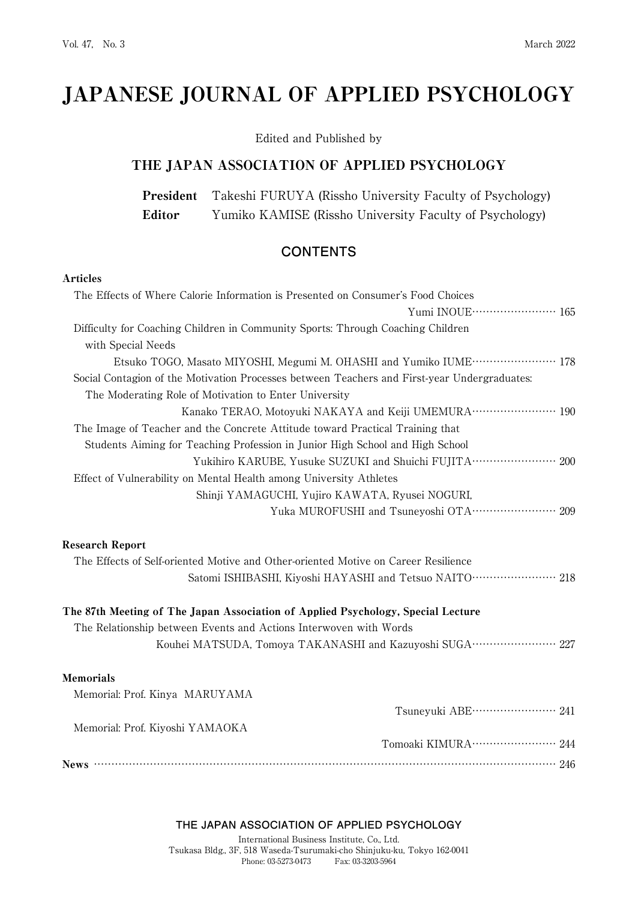# JAPANESE JOURNAL OF APPLIED PSYCHOLOGY

Edited and Published by

## THE JAPAN ASSOCIATION OF APPLIED PSYCHOLOGY

**President** Takeshi FURUYA (Rissho University Faculty of Psychology)
**Editor** Yumiko KAMISE (Rissho University Faculty of Psychology)

## CONTENTS

**Articles**

The Effects of Where Calorie Information is Presented on Consumer's Food Choices
Yumi INOUE……………………… 165

Difficulty for Coaching Children in Community Sports: Through Coaching Children with Special Needs
Etsuko TOGO, Masato MIYOSHI, Megumi M. OHASHI and Yumiko IUME……………………… 178

Social Contagion of the Motivation Processes between Teachers and First-year Undergraduates: The Moderating Role of Motivation to Enter University
Kanako TERAO, Motoyuki NAKAYA and Keiji UMEMURA……………………… 190

The Image of Teacher and the Concrete Attitude toward Practical Training that Students Aiming for Teaching Profession in Junior High School and High School
Yukihiro KARUBE, Yusuke SUZUKI and Shuichi FUJITA……………………… 200

Effect of Vulnerability on Mental Health among University Athletes
Shinji YAMAGUCHI, Yujiro KAWATA, Ryusei NOGURI, Yuka MUROFUSHI and Tsuneyoshi OTA……………………… 209

**Research Report**

The Effects of Self-oriented Motive and Other-oriented Motive on Career Resilience
Satomi ISHIBASHI, Kiyoshi HAYASHI and Tetsuo NAITO……………………… 218

**The 87th Meeting of The Japan Association of Applied Psychology, Special Lecture**

The Relationship between Events and Actions Interwoven with Words
Kouhei MATSUDA, Tomoya TAKANASHI and Kazuyoshi SUGA……………………… 227

**Memorials**

Memorial: Prof. Kinya MARUYAMA
Tsuneyuki ABE……………………… 241

Memorial: Prof. Kiyoshi YAMAOKA
Tomoaki KIMURA……………………… 244

**News** ……………………………………………………………………………………………………… 246

**THE JAPAN ASSOCIATION OF APPLIED PSYCHOLOGY**
International Business Institute, Co., Ltd.
Tsukasa Bldg., 3F, 518 Waseda-Tsurumaki-cho Shinjuku-ku, Tokyo 162-0041
Phone: 03-5273-0473 Fax: 03-3203-5964